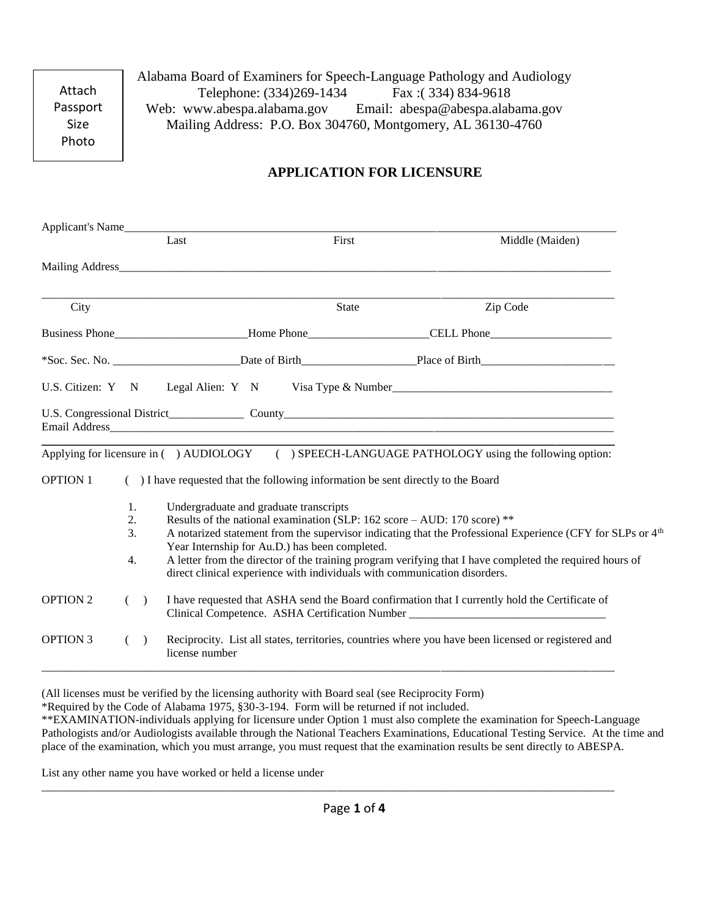Attach Passport Size Photo

Alabama Board of Examiners for Speech-Language Pathology and Audiology
Telephone: (334)269-1434 Fax :( 334) 834-9618
Web: www.abespa.alabama.gov Email: abespa@abespa.alabama.gov
Mailing Address: P.O. Box 304760, Montgomery, AL 36130-4760

## APPLICATION FOR LICENSURE

Applicant's Name________________________________________________________________
Last First Middle (Maiden)

Mailing Address_________________________________________________________________

________________________________________________________________________________
City State Zip Code

Business Phone_______________________Home Phone____________________CELL Phone____________________

*Soc. Sec. No. ______________________Date of Birth___________________Place of Birth______________________

U.S. Citizen: Y N Legal Alien: Y N Visa Type & Number_____________________________________

U.S. Congressional District_____________ County___________________________________________________
Email Address___________________________________________________________________________

Applying for licensure in ( ) AUDIOLOGY ( ) SPEECH-LANGUAGE PATHOLOGY using the following option:

OPTION 1 ( ) I have requested that the following information be sent directly to the Board

1. Undergraduate and graduate transcripts
2. Results of the national examination (SLP: 162 score – AUD: 170 score) **
3. A notarized statement from the supervisor indicating that the Professional Experience (CFY for SLPs or 4th Year Internship for Au.D.) has been completed.
4. A letter from the director of the training program verifying that I have completed the required hours of direct clinical experience with individuals with communication disorders.

OPTION 2 ( ) I have requested that ASHA send the Board confirmation that I currently hold the Certificate of Clinical Competence. ASHA Certification Number _________________________________

OPTION 3 ( ) Reciprocity. List all states, territories, countries where you have been licensed or registered and license number

________________________________________________________________________________

(All licenses must be verified by the licensing authority with Board seal (see Reciprocity Form)
*Required by the Code of Alabama 1975, §30-3-194. Form will be returned if not included.
**EXAMINATION-individuals applying for licensure under Option 1 must also complete the examination for Speech-Language Pathologists and/or Audiologists available through the National Teachers Examinations, Educational Testing Service. At the time and place of the examination, which you must arrange, you must request that the examination results be sent directly to ABESPA.

List any other name you have worked or held a license under
________________________________________________________________________________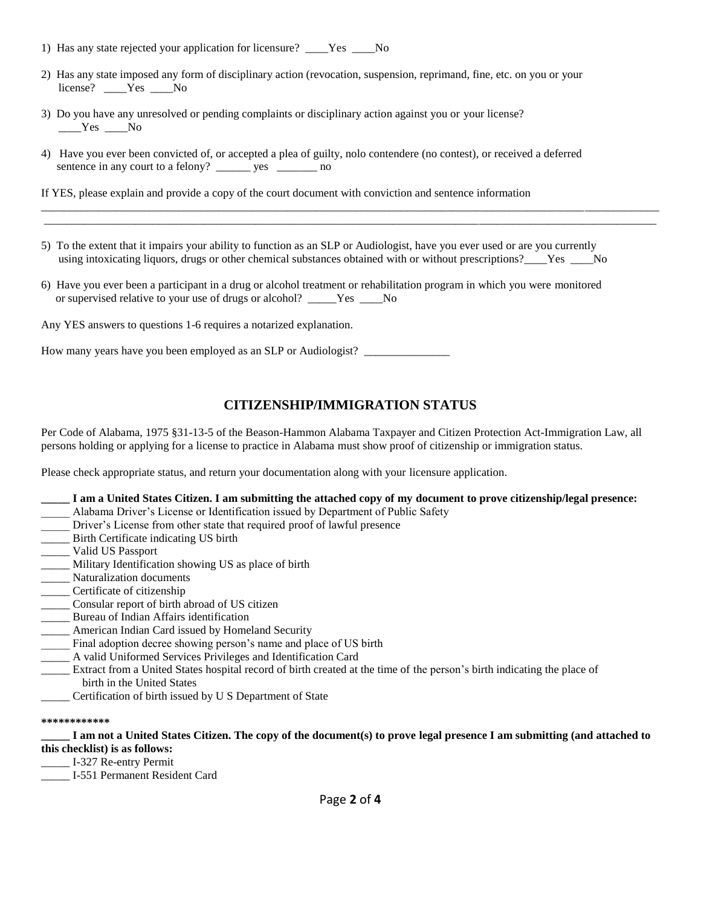1) Has any state rejected your application for licensure? ____Yes ____No

2) Has any state imposed any form of disciplinary action (revocation, suspension, reprimand, fine, etc. on you or your license? ____Yes ____No

3) Do you have any unresolved or pending complaints or disciplinary action against you or your license? ____Yes ____No

4) Have you ever been convicted of, or accepted a plea of guilty, nolo contendere (no contest), or received a deferred sentence in any court to a felony? ______ yes _______ no

If YES, please explain and provide a copy of the court document with conviction and sentence information

_______________________________________________________________________________________________________________

_______________________________________________________________________________________________________________

5) To the extent that it impairs your ability to function as an SLP or Audiologist, have you ever used or are you currently using intoxicating liquors, drugs or other chemical substances obtained with or without prescriptions?____Yes ____No

6) Have you ever been a participant in a drug or alcohol treatment or rehabilitation program in which you were monitored or supervised relative to your use of drugs or alcohol? _____Yes ____No

Any YES answers to questions 1-6 requires a notarized explanation.

How many years have you been employed as an SLP or Audiologist? _______________

## CITIZENSHIP/IMMIGRATION STATUS

Per Code of Alabama, 1975 §31-13-5 of the Beason-Hammon Alabama Taxpayer and Citizen Protection Act-Immigration Law, all persons holding or applying for a license to practice in Alabama must show proof of citizenship or immigration status.

Please check appropriate status, and return your documentation along with your licensure application.

**_____ I am a United States Citizen. I am submitting the attached copy of my document to prove citizenship/legal presence:**

_____ Alabama Driver's License or Identification issued by Department of Public Safety
_____ Driver's License from other state that required proof of lawful presence
_____ Birth Certificate indicating US birth
_____ Valid US Passport
_____ Military Identification showing US as place of birth
_____ Naturalization documents
_____ Certificate of citizenship
_____ Consular report of birth abroad of US citizen
_____ Bureau of Indian Affairs identification
_____ American Indian Card issued by Homeland Security
_____ Final adoption decree showing person's name and place of US birth
_____ A valid Uniformed Services Privileges and Identification Card
_____ Extract from a United States hospital record of birth created at the time of the person's birth indicating the place of birth in the United States
_____ Certification of birth issued by U S Department of State

************

**_____ I am not a United States Citizen. The copy of the document(s) to prove legal presence I am submitting (and attached to this checklist) is as follows:**

_____ I-327 Re-entry Permit
_____ I-551 Permanent Resident Card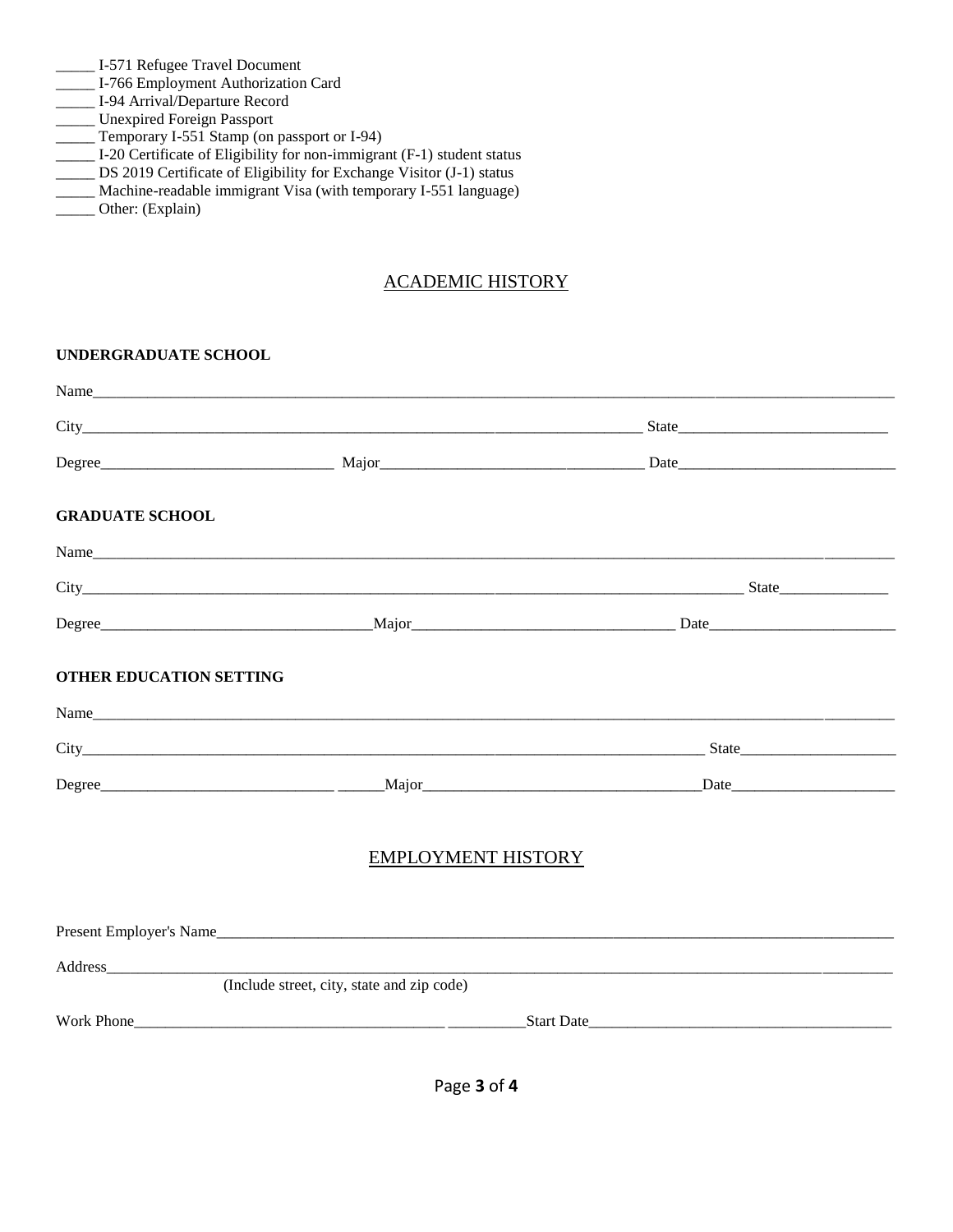_____ I-571 Refugee Travel Document
_____ I-766 Employment Authorization Card
_____ I-94 Arrival/Departure Record
_____ Unexpired Foreign Passport
_____ Temporary I-551 Stamp (on passport or I-94)
_____ I-20 Certificate of Eligibility for non-immigrant (F-1) student status
_____ DS 2019 Certificate of Eligibility for Exchange Visitor (J-1) status
_____ Machine-readable immigrant Visa (with temporary I-551 language)
_____ Other: (Explain)

## ACADEMIC HISTORY

**UNDERGRADUATE SCHOOL**

Name_______________________________________________________________________________________________

City___________________________________________________________________ State___________________________

Degree_____________________________ Major_________________________________ Date____________________________

**GRADUATE SCHOOL**

Name_______________________________________________________________________________________________

City_______________________________________________________________________________ State______________

Degree__________________________________Major_________________________________ Date________________________

**OTHER EDUCATION SETTING**

Name_______________________________________________________________________________________________

City___________________________________________________________________________ State____________________

Degree_____________________________ ______Major___________________________________Date_____________________

## EMPLOYMENT HISTORY

Present Employer's Name______________________________________________________________________________

Address_____________________________________________________________________________________________
(Include street, city, state and zip code)

Work Phone_______________________________________ __________Start Date_______________________________________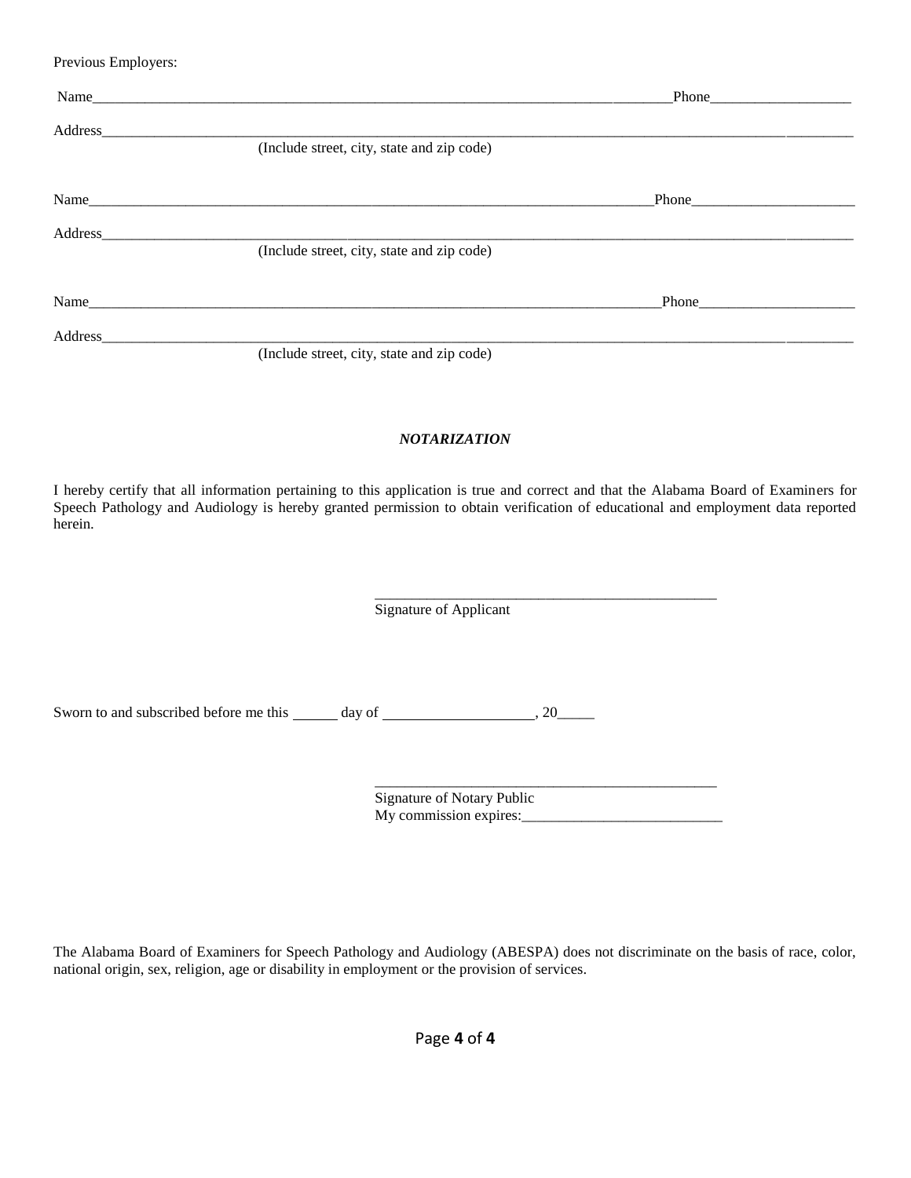Previous Employers:

Name______________________________________________________________________________Phone___________________

Address____________________________________________________________________________________________________
(Include street, city, state and zip code)

Name______________________________________________________________________________Phone______________________

Address____________________________________________________________________________________________________
(Include street, city, state and zip code)

Name______________________________________________________________________________Phone_____________________

Address____________________________________________________________________________________________________
(Include street, city, state and zip code)

***NOTARIZATION***

I hereby certify that all information pertaining to this application is true and correct and that the Alabama Board of Examiners for Speech Pathology and Audiology is hereby granted permission to obtain verification of educational and employment data reported herein.

_______________________________________________
Signature of Applicant

Sworn to and subscribed before me this ______ day of ____________________, 20_____

_______________________________________________
Signature of Notary Public
My commission expires:___________________________

The Alabama Board of Examiners for Speech Pathology and Audiology (ABESPA) does not discriminate on the basis of race, color, national origin, sex, religion, age or disability in employment or the provision of services.